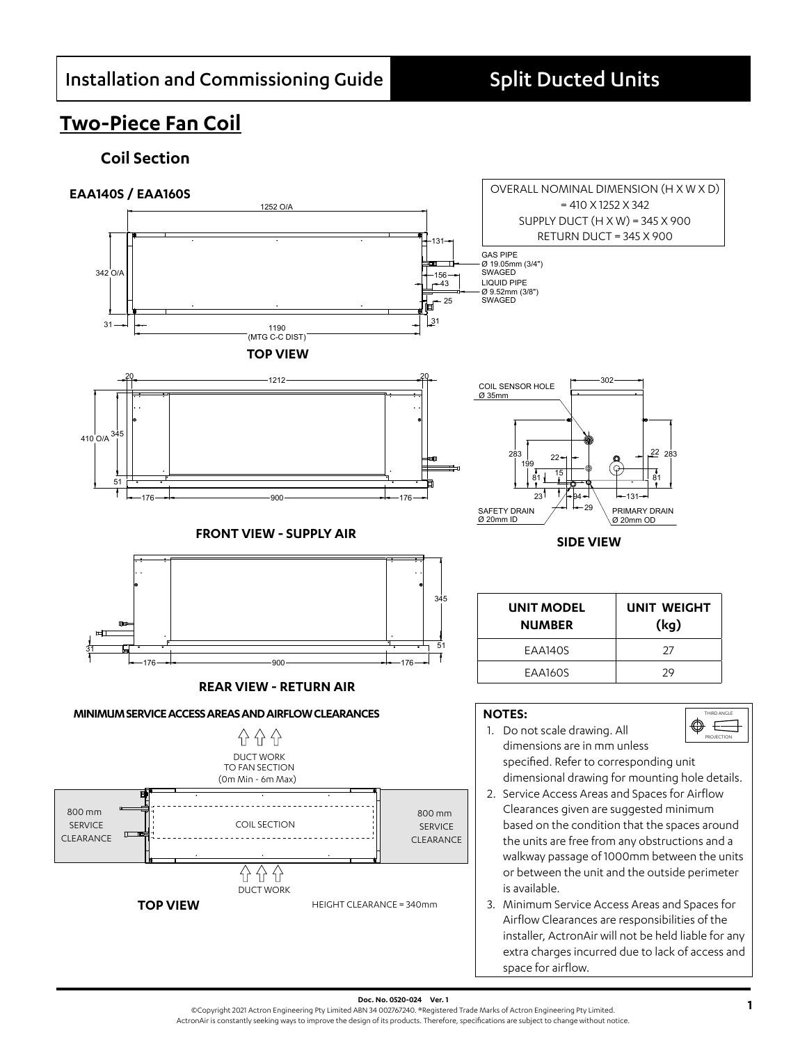# Installation and Commissioning Guide — Split Ducted Units

## Two-Piece Fan Coil

### Coil Section

**EAA140S / EAA160S**

OVERALL NOMINAL DIMENSION (H X W X D) = 410 X 1252 X 342
SUPPLY DUCT (H X W) = 345 X 900
RETURN DUCT = 345 X 900

GAS PIPE Ø 19.05mm (3/4") SWAGED
LIQUID PIPE Ø 9.52mm (3/8") SWAGED

**TOP VIEW**

1252 O/A; 342 O/A; 1190 (MTG C-C DIST); 31; 131; 156; 43; 25; 31

**FRONT VIEW - SUPPLY AIR**

20; 1212; 20; 410 O/A; 345; 51; 176; 900; 176

**SIDE VIEW**

COIL SENSOR HOLE Ø 35mm; 302; 283; 199; 81; 22; 15; 23; 94; 29; 131; 22; 283; 81
SAFETY DRAIN Ø 20mm ID; PRIMARY DRAIN Ø 20mm OD

**REAR VIEW - RETURN AIR**

345; 51; 31; 176; 900; 176

| UNIT MODEL NUMBER | UNIT WEIGHT (kg) |
|---|---|
| EAA140S | 27 |
| EAA160S | 29 |

**MINIMUM SERVICE ACCESS AREAS AND AIRFLOW CLEARANCES**

DUCT WORK TO FAN SECTION (0m Min - 6m Max)

800 mm SERVICE CLEARANCE | COIL SECTION | 800 mm SERVICE CLEARANCE

DUCT WORK

**TOP VIEW**

HEIGHT CLEARANCE = 340mm

**NOTES:**

1. Do not scale drawing. All dimensions are in mm unless specified. Refer to corresponding unit dimensional drawing for mounting hole details.
2. Service Access Areas and Spaces for Airflow Clearances given are suggested minimum based on the condition that the spaces around the units are free from any obstructions and a walkway passage of 1000mm between the units or between the unit and the outside perimeter is available.
3. Minimum Service Access Areas and Spaces for Airflow Clearances are responsibilities of the installer, ActronAir will not be held liable for any extra charges incurred due to lack of access and space for airflow.

THIRD ANGLE PROJECTION

**Doc. No. 0520-024 Ver. 1**
©Copyright 2021 Actron Engineering Pty Limited ABN 34 002767240. ®Registered Trade Marks of Actron Engineering Pty Limited.
ActronAir is constantly seeking ways to improve the design of its products. Therefore, specifications are subject to change without notice.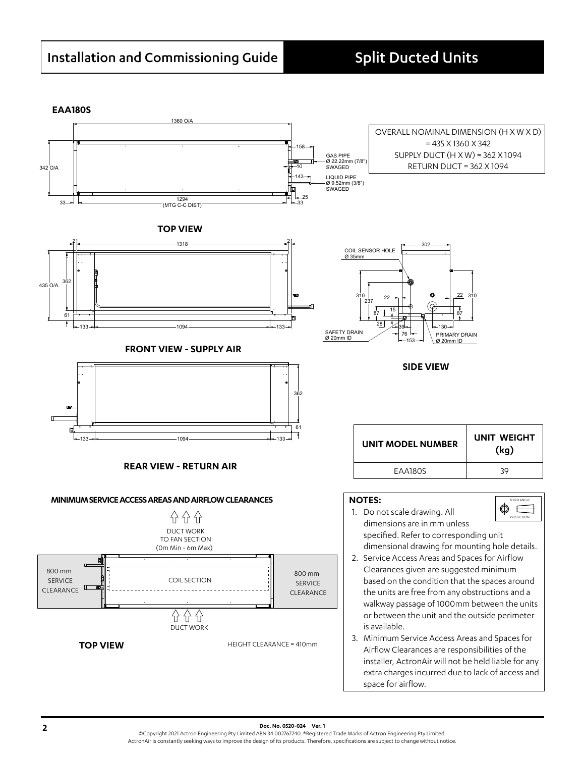## EAA180S

OVERALL NOMINAL DIMENSION (H X W X D) = 435 X 1360 X 342
SUPPLY DUCT (H X W) = 362 X 1094
RETURN DUCT = 362 X 1094

1360 O/A

342 O/A

158

GAS PIPE Ø 22.22mm (7/8") SWAGED

10

143

LIQUID PIPE Ø 9.52mm (3/8") SWAGED

25

33

1294 (MTG C-C DIST)

33

**TOP VIEW**

21 — 1318 — 21

435 O/A

362

61

133 — 1094 — 133

**FRONT VIEW - SUPPLY AIR**

302

COIL SENSOR HOLE Ø 35mm

310 237 22 15 87 28 39 76 153 130 22 310 87

SAFETY DRAIN Ø 20mm ID

PRIMARY DRAIN Ø 20mm ID

**SIDE VIEW**

362

61

133 — 1094 — 133

**REAR VIEW - RETURN AIR**

| UNIT MODEL NUMBER | UNIT WEIGHT (kg) |
|---|---|
| EAA180S | 39 |

**MINIMUM SERVICE ACCESS AREAS AND AIRFLOW CLEARANCES**

DUCT WORK TO FAN SECTION (0m Min - 6m Max)

800 mm SERVICE CLEARANCE

COIL SECTION

800 mm SERVICE CLEARANCE

DUCT WORK

**TOP VIEW**

HEIGHT CLEARANCE = 410mm

**NOTES:**

THIRD ANGLE PROJECTION

1. Do not scale drawing. All dimensions are in mm unless specified. Refer to corresponding unit dimensional drawing for mounting hole details.
2. Service Access Areas and Spaces for Airflow Clearances given are suggested minimum based on the condition that the spaces around the units are free from any obstructions and a walkway passage of 1000mm between the units or between the unit and the outside perimeter is available.
3. Minimum Service Access Areas and Spaces for Airflow Clearances are responsibilities of the installer, ActronAir will not be held liable for any extra charges incurred due to lack of access and space for airflow.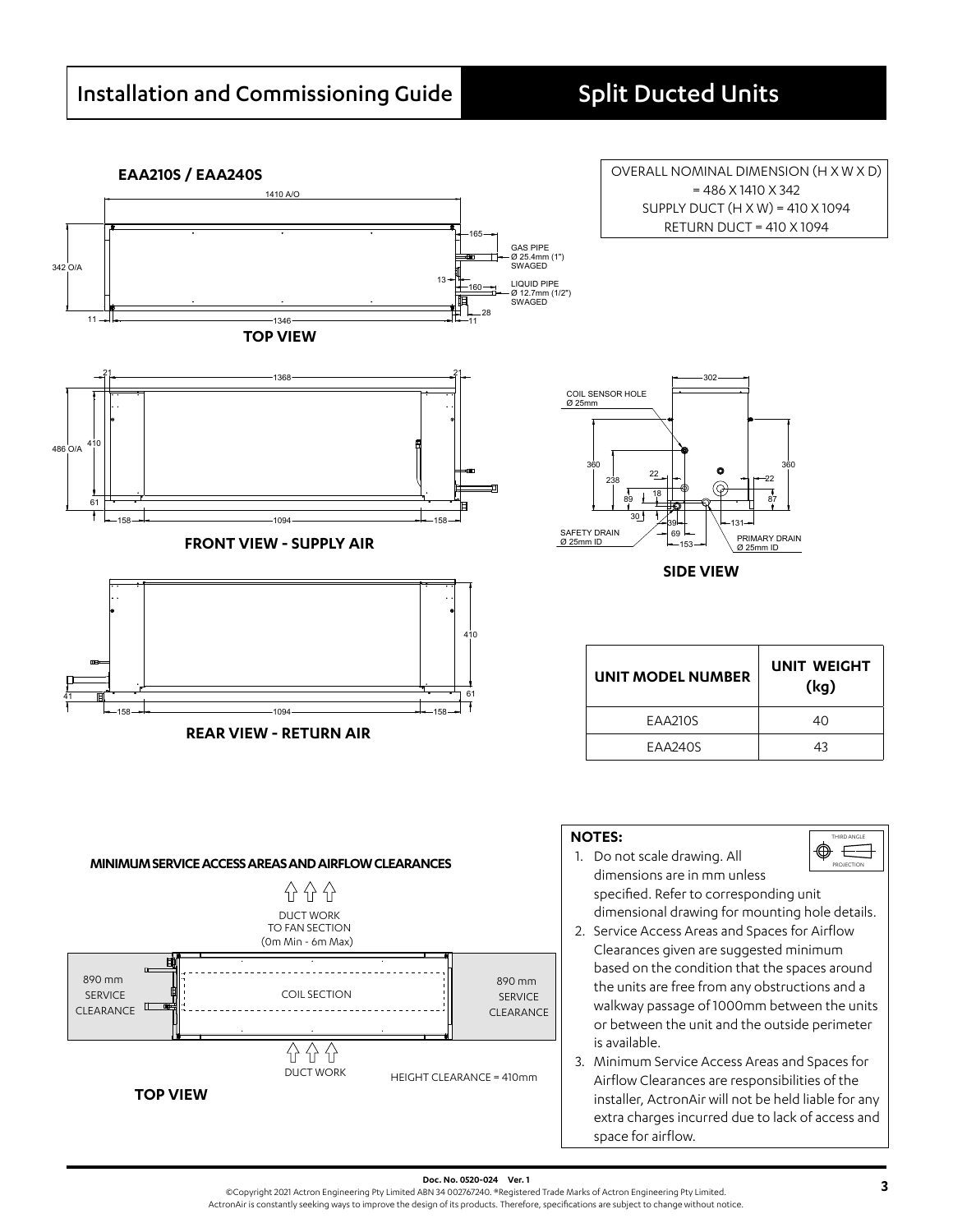## EAA210S / EAA240S

OVERALL NOMINAL DIMENSION (H X W X D) = 486 X 1410 X 342
SUPPLY DUCT (H X W) = 410 X 1094
RETURN DUCT = 410 X 1094

1410 A/O

342 O/A

165

GAS PIPE Ø 25.4mm (1") SWAGED

13

160

LIQUID PIPE Ø 12.7mm (1/2") SWAGED

28

11 — 1346 — 11

**TOP VIEW**

21 — 1368 — 21

486 O/A

410

61

158 — 1094 — 158

**FRONT VIEW - SUPPLY AIR**

302

COIL SENSOR HOLE Ø 25mm

360

238

22

18

89

30

39

69

153

131

22

87

360

SAFETY DRAIN Ø 25mm ID

PRIMARY DRAIN Ø 25mm ID

**SIDE VIEW**

410

61

41

158 — 1094 — 158

**REAR VIEW - RETURN AIR**

| UNIT MODEL NUMBER | UNIT WEIGHT (kg) |
| --- | --- |
| EAA210S | 40 |
| EAA240S | 43 |

**MINIMUM SERVICE ACCESS AREAS AND AIRFLOW CLEARANCES**

DUCT WORK TO FAN SECTION (0m Min - 6m Max)

890 mm SERVICE CLEARANCE

COIL SECTION

890 mm SERVICE CLEARANCE

DUCT WORK

HEIGHT CLEARANCE = 410mm

**TOP VIEW**

**NOTES:**

THIRD ANGLE PROJECTION

1. Do not scale drawing. All dimensions are in mm unless specified. Refer to corresponding unit dimensional drawing for mounting hole details.
2. Service Access Areas and Spaces for Airflow Clearances given are suggested minimum based on the condition that the spaces around the units are free from any obstructions and a walkway passage of 1000mm between the units or between the unit and the outside perimeter is available.
3. Minimum Service Access Areas and Spaces for Airflow Clearances are responsibilities of the installer, ActronAir will not be held liable for any extra charges incurred due to lack of access and space for airflow.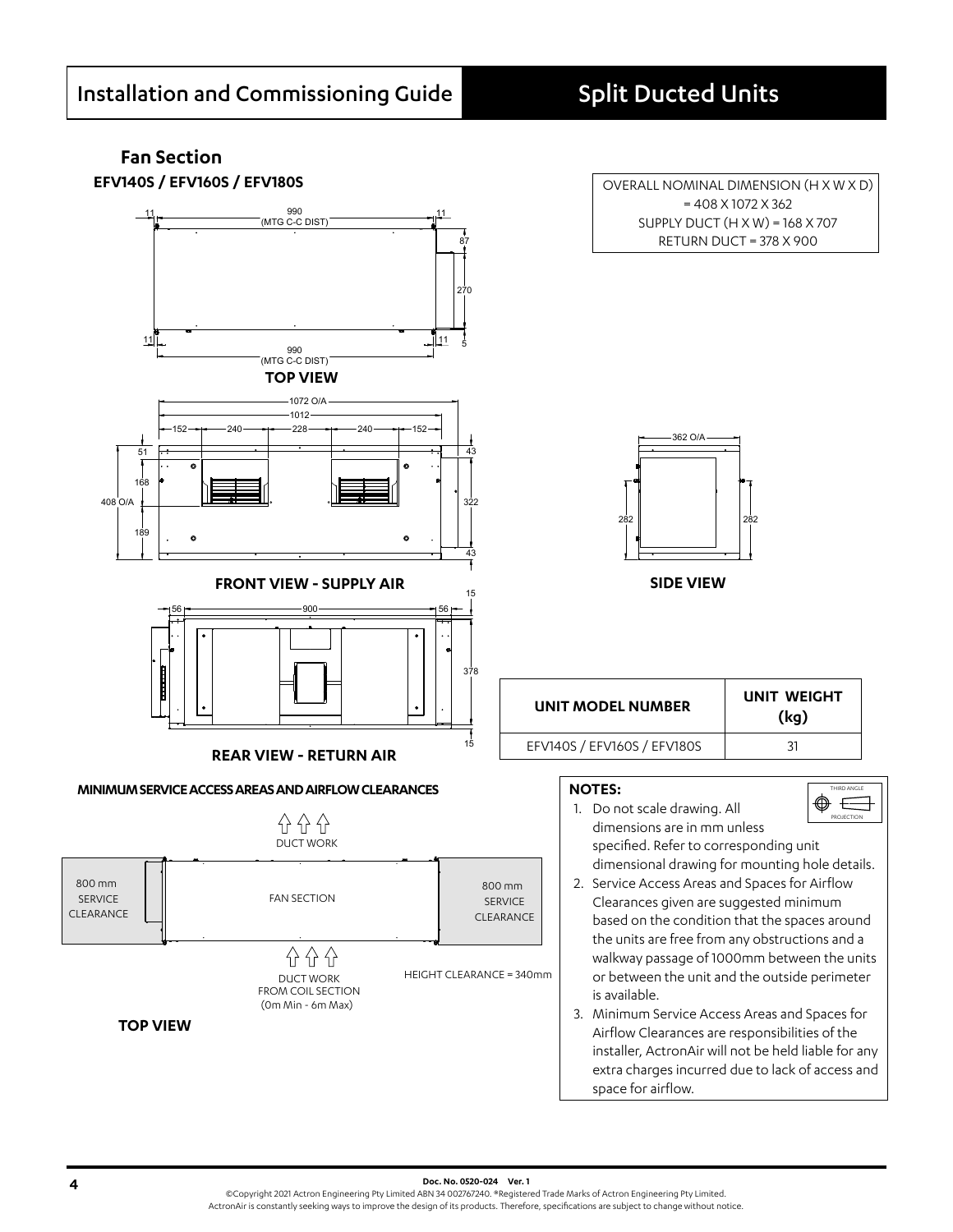## Fan Section

### EFV140S / EFV160S / EFV180S

OVERALL NOMINAL DIMENSION (H X W X D) = 408 X 1072 X 362
SUPPLY DUCT (H X W) = 168 X 707
RETURN DUCT = 378 X 900

**TOP VIEW**

**FRONT VIEW - SUPPLY AIR**

**SIDE VIEW**

**REAR VIEW - RETURN AIR**

| UNIT MODEL NUMBER | UNIT WEIGHT (kg) |
|---|---|
| EFV140S / EFV160S / EFV180S | 31 |

**MINIMUM SERVICE ACCESS AREAS AND AIRFLOW CLEARANCES**

DUCT WORK

800 mm SERVICE CLEARANCE — FAN SECTION — 800 mm SERVICE CLEARANCE

DUCT WORK FROM COIL SECTION (0m Min - 6m Max)

HEIGHT CLEARANCE = 340mm

**TOP VIEW**

**NOTES:**

1. Do not scale drawing. All dimensions are in mm unless specified. Refer to corresponding unit dimensional drawing for mounting hole details.
2. Service Access Areas and Spaces for Airflow Clearances given are suggested minimum based on the condition that the spaces around the units are free from any obstructions and a walkway passage of 1000mm between the units or between the unit and the outside perimeter is available.
3. Minimum Service Access Areas and Spaces for Airflow Clearances are responsibilities of the installer, ActronAir will not be held liable for any extra charges incurred due to lack of access and space for airflow.

THIRD ANGLE PROJECTION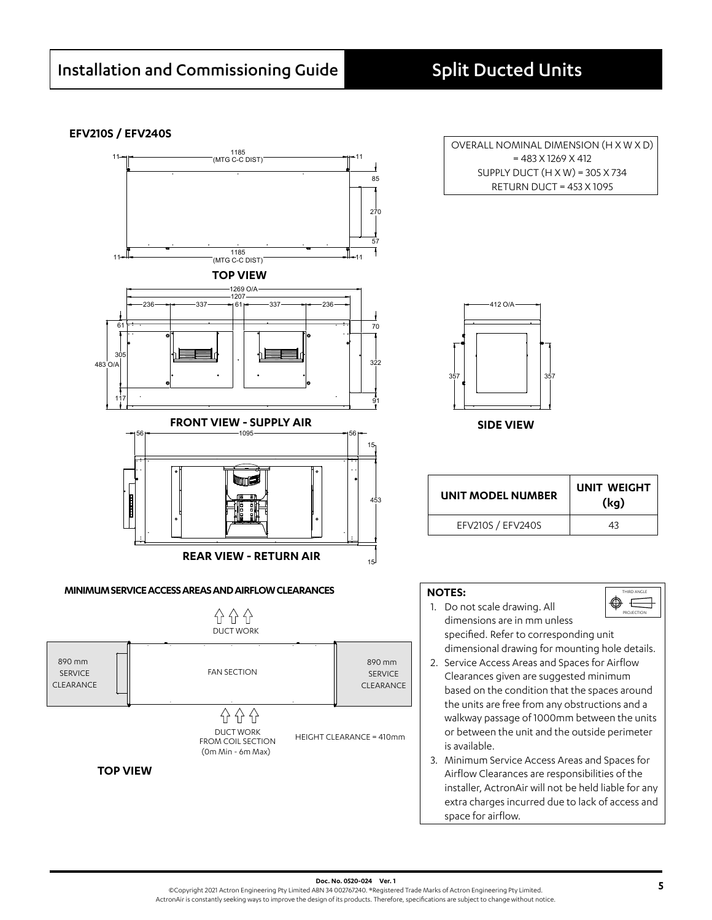## EFV210S / EFV240S

OVERALL NOMINAL DIMENSION (H X W X D) = 483 X 1269 X 412
SUPPLY DUCT (H X W) = 305 X 734
RETURN DUCT = 453 X 1095

TOP VIEW

11
1185
(MTG C-C DIST)
11
85
270
57

FRONT VIEW - SUPPLY AIR

1269 O/A
1207
236
337
61
337
236
61
305
483 O/A
117
70
322
91

REAR VIEW - RETURN AIR

56
1095
56
15
453
15

SIDE VIEW

412 O/A
357
357

| UNIT MODEL NUMBER | UNIT WEIGHT (kg) |
| --- | --- |
| EFV210S / EFV240S | 43 |

### MINIMUM SERVICE ACCESS AREAS AND AIRFLOW CLEARANCES

DUCT WORK

890 mm SERVICE CLEARANCE

FAN SECTION

890 mm SERVICE CLEARANCE

DUCT WORK FROM COIL SECTION (0m Min - 6m Max)

HEIGHT CLEARANCE = 410mm

TOP VIEW

### NOTES:

THIRD ANGLE PROJECTION

1. Do not scale drawing. All dimensions are in mm unless specified. Refer to corresponding unit dimensional drawing for mounting hole details.
2. Service Access Areas and Spaces for Airflow Clearances given are suggested minimum based on the condition that the spaces around the units are free from any obstructions and a walkway passage of 1000mm between the units or between the unit and the outside perimeter is available.
3. Minimum Service Access Areas and Spaces for Airflow Clearances are responsibilities of the installer, ActronAir will not be held liable for any extra charges incurred due to lack of access and space for airflow.